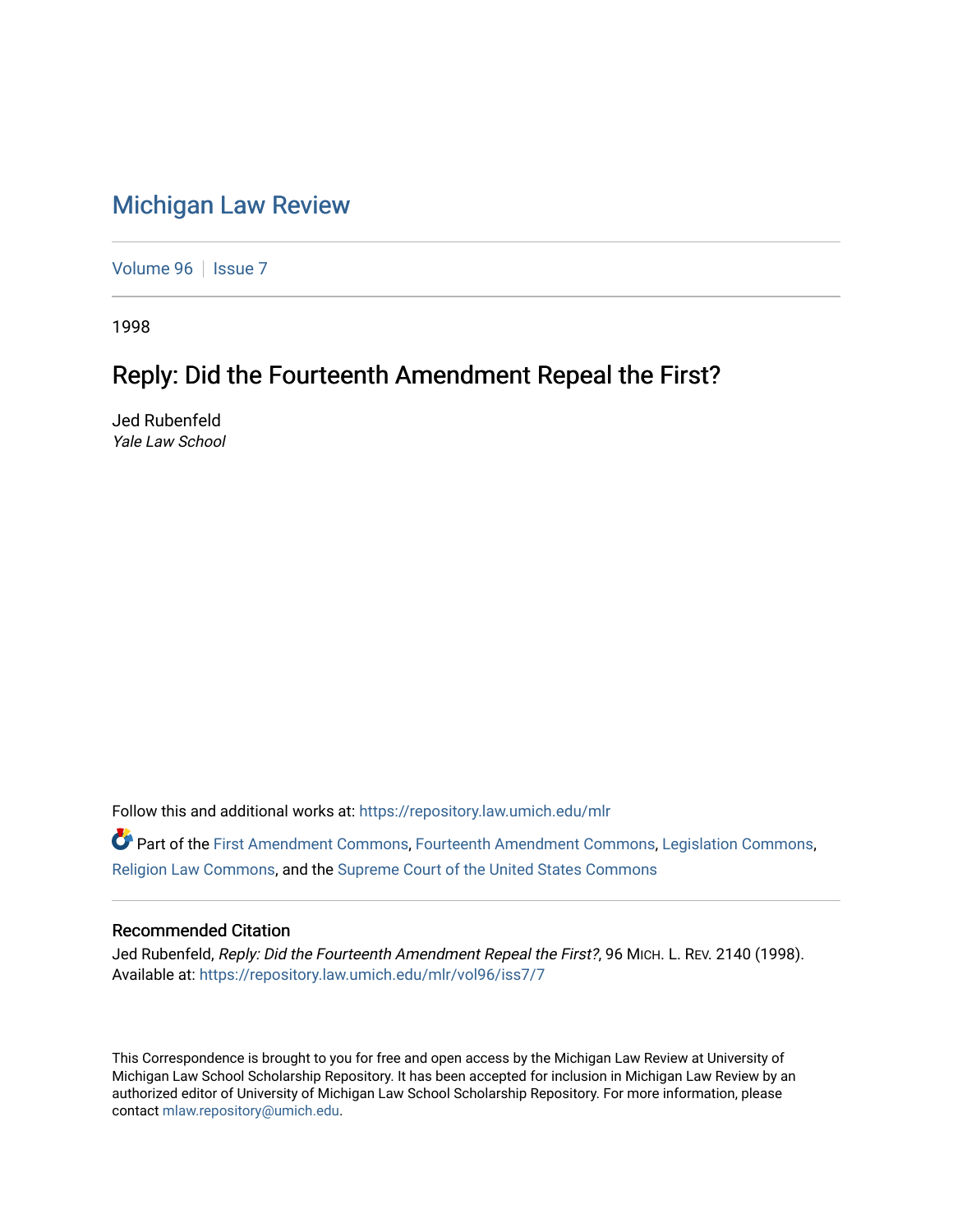# Michigan Law Review

Volume 96 | Issue 7

1998

## Reply: Did the Fourteenth Amendment Repeal the First?

Jed Rubenfeld
*Yale Law School*

Follow this and additional works at: https://repository.law.umich.edu/mlr

Part of the First Amendment Commons, Fourteenth Amendment Commons, Legislation Commons, Religion Law Commons, and the Supreme Court of the United States Commons

### Recommended Citation

Jed Rubenfeld, *Reply: Did the Fourteenth Amendment Repeal the First?*, 96 MICH. L. REV. 2140 (1998).
Available at: https://repository.law.umich.edu/mlr/vol96/iss7/7

This Correspondence is brought to you for free and open access by the Michigan Law Review at University of Michigan Law School Scholarship Repository. It has been accepted for inclusion in Michigan Law Review by an authorized editor of University of Michigan Law School Scholarship Repository. For more information, please contact mlaw.repository@umich.edu.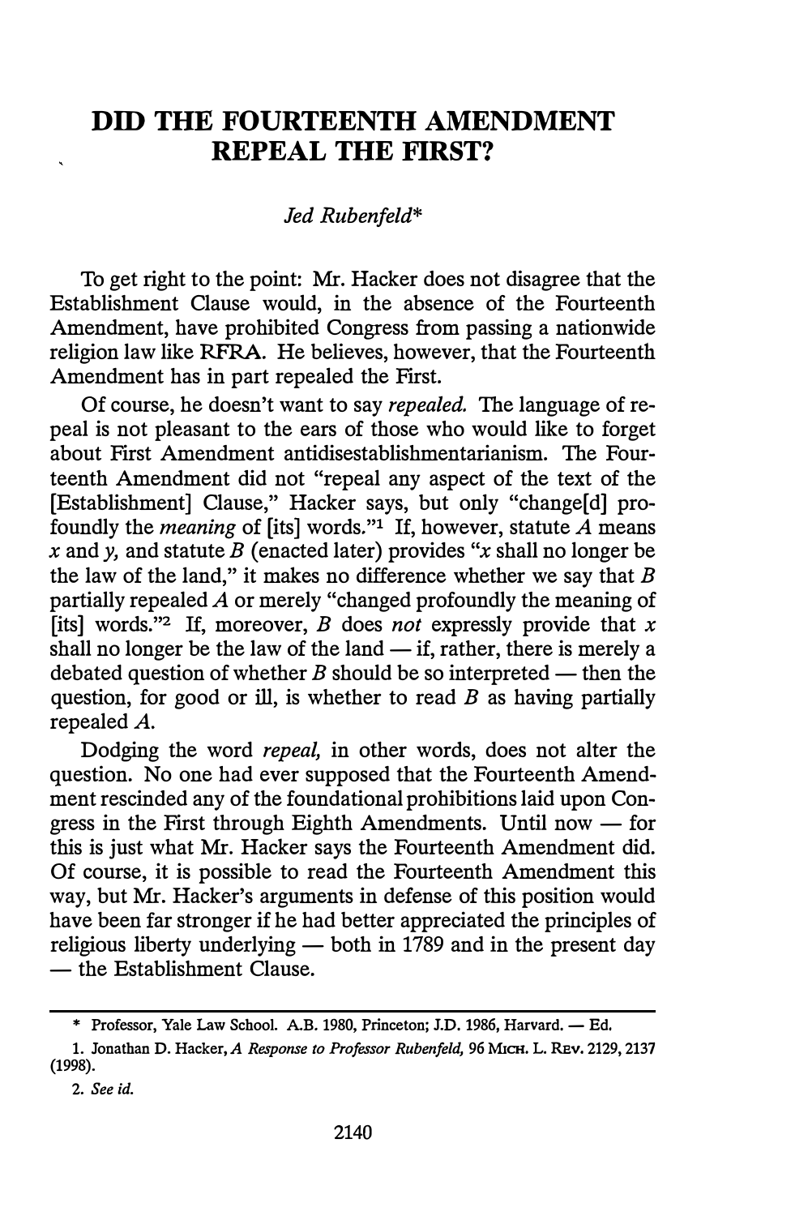# DID THE FOURTEENTH AMENDMENT REPEAL THE FIRST?

*Jed Rubenfeld*\*

To get right to the point: Mr. Hacker does not disagree that the Establishment Clause would, in the absence of the Fourteenth Amendment, have prohibited Congress from passing a nationwide religion law like RFRA. He believes, however, that the Fourteenth Amendment has in part repealed the First.

Of course, he doesn't want to say *repealed.* The language of repeal is not pleasant to the ears of those who would like to forget about First Amendment antidisestablishmentarianism. The Fourteenth Amendment did not "repeal any aspect of the text of the [Establishment] Clause," Hacker says, but only "change[d] profoundly the *meaning* of [its] words."[1] If, however, statute $A$ means $x$ and $y$, and statute $B$ (enacted later) provides "$x$ shall no longer be the law of the land," it makes no difference whether we say that $B$ partially repealed $A$ or merely "changed profoundly the meaning of [its] words."[2] If, moreover, $B$ does *not* expressly provide that $x$ shall no longer be the law of the land — if, rather, there is merely a debated question of whether $B$ should be so interpreted — then the question, for good or ill, is whether to read $B$ as having partially repealed $A$.

Dodging the word *repeal,* in other words, does not alter the question. No one had ever supposed that the Fourteenth Amendment rescinded any of the foundational prohibitions laid upon Congress in the First through Eighth Amendments. Until now — for this is just what Mr. Hacker says the Fourteenth Amendment did. Of course, it is possible to read the Fourteenth Amendment this way, but Mr. Hacker's arguments in defense of this position would have been far stronger if he had better appreciated the principles of religious liberty underlying — both in 1789 and in the present day — the Establishment Clause.

---

\* Professor, Yale Law School. A.B. 1980, Princeton; J.D. 1986, Harvard. — Ed.

1. Jonathan D. Hacker, *A Response to Professor Rubenfeld,* 96 MICH. L. REV. 2129, 2137 (1998).

2. *See id.*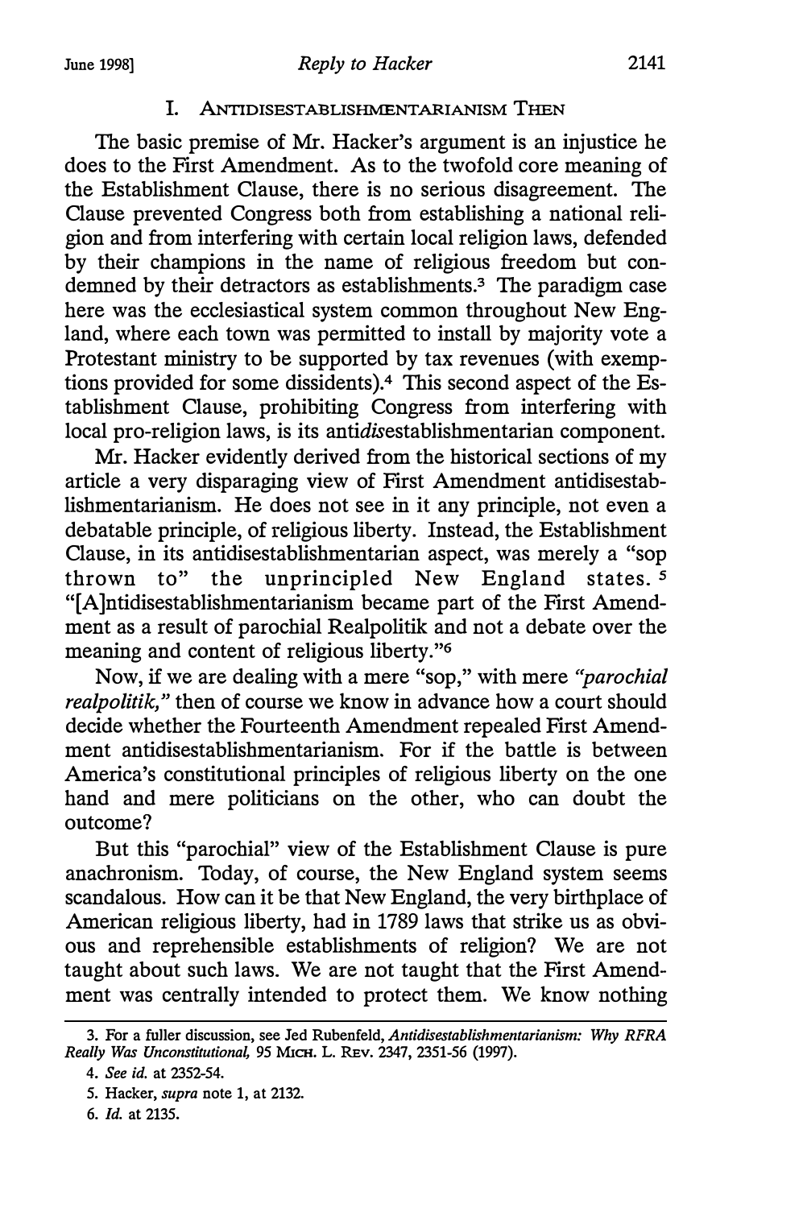## I. ANTIDISESTABLISHMENTARIANISM THEN

The basic premise of Mr. Hacker's argument is an injustice he does to the First Amendment. As to the twofold core meaning of the Establishment Clause, there is no serious disagreement. The Clause prevented Congress both from establishing a national religion and from interfering with certain local religion laws, defended by their champions in the name of religious freedom but condemned by their detractors as establishments.[3] The paradigm case here was the ecclesiastical system common throughout New England, where each town was permitted to install by majority vote a Protestant ministry to be supported by tax revenues (with exemptions provided for some dissidents).[4] This second aspect of the Establishment Clause, prohibiting Congress from interfering with local pro-religion laws, is its anti*dis*establishmentarian component.

Mr. Hacker evidently derived from the historical sections of my article a very disparaging view of First Amendment antidisestablishmentarianism. He does not see in it any principle, not even a debatable principle, of religious liberty. Instead, the Establishment Clause, in its antidisestablishmentarian aspect, was merely a "sop thrown to" the unprincipled New England states.[5] "[A]ntidisestablishmentarianism became part of the First Amendment as a result of parochial Realpolitik and not a debate over the meaning and content of religious liberty."[6]

Now, if we are dealing with a mere "sop," with mere *"parochial realpolitik,"* then of course we know in advance how a court should decide whether the Fourteenth Amendment repealed First Amendment antidisestablishmentarianism. For if the battle is between America's constitutional principles of religious liberty on the one hand and mere politicians on the other, who can doubt the outcome?

But this "parochial" view of the Establishment Clause is pure anachronism. Today, of course, the New England system seems scandalous. How can it be that New England, the very birthplace of American religious liberty, had in 1789 laws that strike us as obvious and reprehensible establishments of religion? We are not taught about such laws. We are not taught that the First Amendment was centrally intended to protect them. We know nothing

---

3. For a fuller discussion, see Jed Rubenfeld, *Antidisestablishmentarianism: Why RFRA Really Was Unconstitutional,* 95 MICH. L. REV. 2347, 2351-56 (1997).

4. *See id.* at 2352-54.

5. Hacker, *supra* note 1, at 2132.

6. *Id.* at 2135.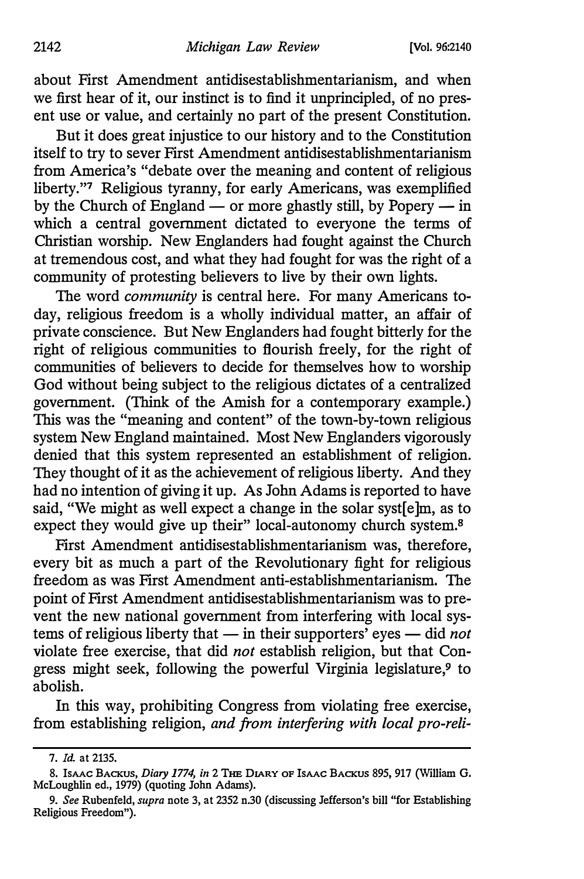about First Amendment antidisestablishmentarianism, and when we first hear of it, our instinct is to find it unprincipled, of no present use or value, and certainly no part of the present Constitution.

But it does great injustice to our history and to the Constitution itself to try to sever First Amendment antidisestablishmentarianism from America's "debate over the meaning and content of religious liberty."[7] Religious tyranny, for early Americans, was exemplified by the Church of England — or more ghastly still, by Popery — in which a central government dictated to everyone the terms of Christian worship. New Englanders had fought against the Church at tremendous cost, and what they had fought for was the right of a community of protesting believers to live by their own lights.

The word *community* is central here. For many Americans today, religious freedom is a wholly individual matter, an affair of private conscience. But New Englanders had fought bitterly for the right of religious communities to flourish freely, for the right of communities of believers to decide for themselves how to worship God without being subject to the religious dictates of a centralized government. (Think of the Amish for a contemporary example.) This was the "meaning and content" of the town-by-town religious system New England maintained. Most New Englanders vigorously denied that this system represented an establishment of religion. They thought of it as the achievement of religious liberty. And they had no intention of giving it up. As John Adams is reported to have said, "We might as well expect a change in the solar syst[e]m, as to expect they would give up their" local-autonomy church system.[8]

First Amendment antidisestablishmentarianism was, therefore, every bit as much a part of the Revolutionary fight for religious freedom as was First Amendment anti-establishmentarianism. The point of First Amendment antidisestablishmentarianism was to prevent the new national government from interfering with local systems of religious liberty that — in their supporters' eyes — did *not* violate free exercise, that did *not* establish religion, but that Congress might seek, following the powerful Virginia legislature,[9] to abolish.

In this way, prohibiting Congress from violating free exercise, from establishing religion, *and from interfering with local pro-reli-*

---

7. *Id.* at 2135.

8. ISAAC BACKUS, *Diary 1774, in* 2 THE DIARY OF ISAAC BACKUS 895, 917 (William G. McLoughlin ed., 1979) (quoting John Adams).

9. *See* Rubenfeld, *supra* note 3, at 2352 n.30 (discussing Jefferson's bill "for Establishing Religious Freedom").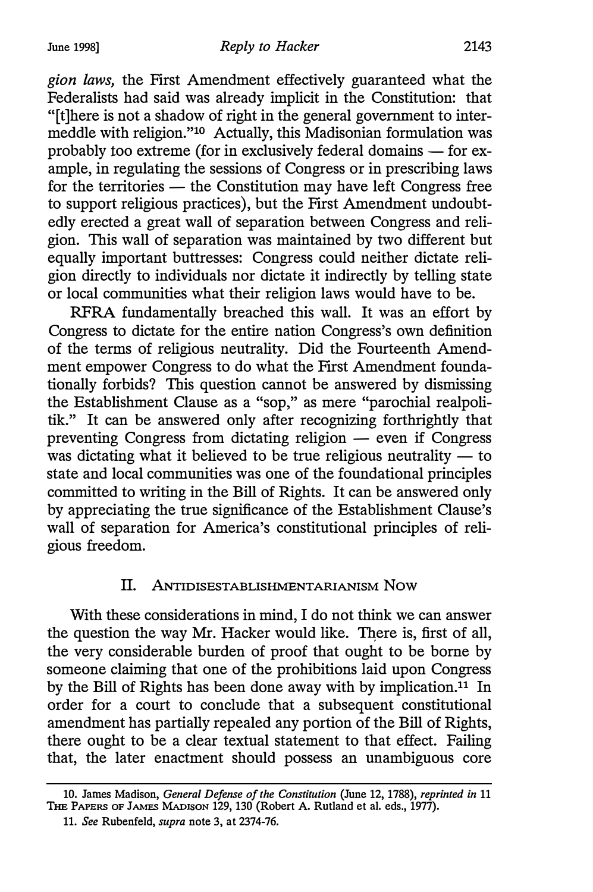*gion laws,* the First Amendment effectively guaranteed what the Federalists had said was already implicit in the Constitution: that "[t]here is not a shadow of right in the general government to intermeddle with religion."[10] Actually, this Madisonian formulation was probably too extreme (for in exclusively federal domains — for example, in regulating the sessions of Congress or in prescribing laws for the territories — the Constitution may have left Congress free to support religious practices), but the First Amendment undoubtedly erected a great wall of separation between Congress and religion. This wall of separation was maintained by two different but equally important buttresses: Congress could neither dictate religion directly to individuals nor dictate it indirectly by telling state or local communities what their religion laws would have to be.

RFRA fundamentally breached this wall. It was an effort by Congress to dictate for the entire nation Congress's own definition of the terms of religious neutrality. Did the Fourteenth Amendment empower Congress to do what the First Amendment foundationally forbids? This question cannot be answered by dismissing the Establishment Clause as a "sop," as mere "parochial realpolitik." It can be answered only after recognizing forthrightly that preventing Congress from dictating religion — even if Congress was dictating what it believed to be true religious neutrality — to state and local communities was one of the foundational principles committed to writing in the Bill of Rights. It can be answered only by appreciating the true significance of the Establishment Clause's wall of separation for America's constitutional principles of religious freedom.

## II. ANTIDISESTABLISHMENTARIANISM NOW

With these considerations in mind, I do not think we can answer the question the way Mr. Hacker would like. There is, first of all, the very considerable burden of proof that ought to be borne by someone claiming that one of the prohibitions laid upon Congress by the Bill of Rights has been done away with by implication.[11] In order for a court to conclude that a subsequent constitutional amendment has partially repealed any portion of the Bill of Rights, there ought to be a clear textual statement to that effect. Failing that, the later enactment should possess an unambiguous core

---

10. James Madison, *General Defense of the Constitution* (June 12, 1788), *reprinted in* 11 THE PAPERS OF JAMES MADISON 129, 130 (Robert A. Rutland et al. eds., 1977).

11. *See* Rubenfeld, *supra* note 3, at 2374-76.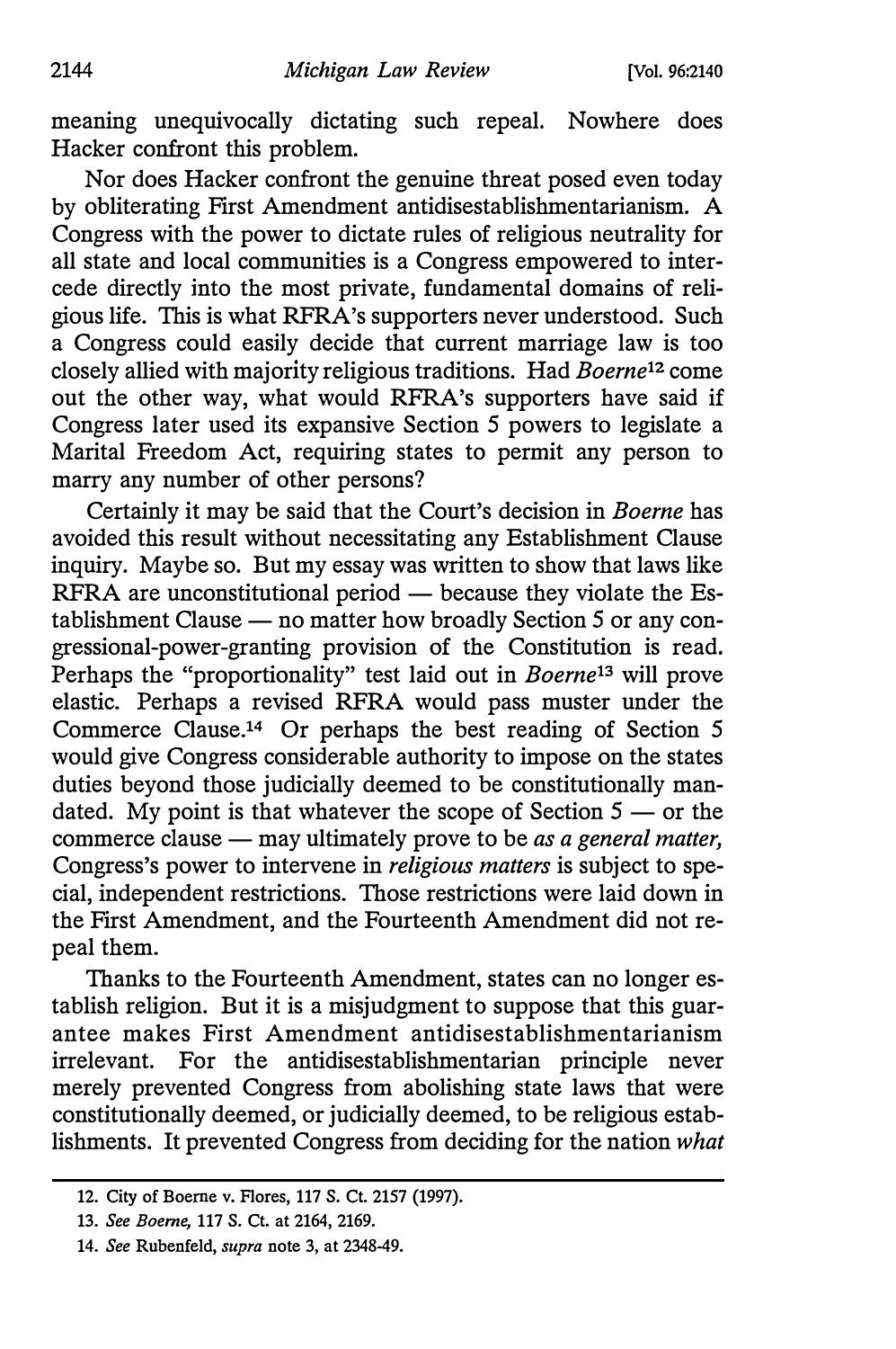meaning unequivocally dictating such repeal. Nowhere does Hacker confront this problem.

Nor does Hacker confront the genuine threat posed even today by obliterating First Amendment antidisestablishmentarianism. A Congress with the power to dictate rules of religious neutrality for all state and local communities is a Congress empowered to intercede directly into the most private, fundamental domains of religious life. This is what RFRA's supporters never understood. Such a Congress could easily decide that current marriage law is too closely allied with majority religious traditions. Had *Boerne*[12] come out the other way, what would RFRA's supporters have said if Congress later used its expansive Section 5 powers to legislate a Marital Freedom Act, requiring states to permit any person to marry any number of other persons?

Certainly it may be said that the Court's decision in *Boerne* has avoided this result without necessitating any Establishment Clause inquiry. Maybe so. But my essay was written to show that laws like RFRA are unconstitutional period — because they violate the Establishment Clause — no matter how broadly Section 5 or any congressional-power-granting provision of the Constitution is read. Perhaps the "proportionality" test laid out in *Boerne*[13] will prove elastic. Perhaps a revised RFRA would pass muster under the Commerce Clause.[14] Or perhaps the best reading of Section 5 would give Congress considerable authority to impose on the states duties beyond those judicially deemed to be constitutionally mandated. My point is that whatever the scope of Section 5 — or the commerce clause — may ultimately prove to be *as a general matter,* Congress's power to intervene in *religious matters* is subject to special, independent restrictions. Those restrictions were laid down in the First Amendment, and the Fourteenth Amendment did not repeal them.

Thanks to the Fourteenth Amendment, states can no longer establish religion. But it is a misjudgment to suppose that this guarantee makes First Amendment antidisestablishmentarianism irrelevant. For the antidisestablishmentarian principle never merely prevented Congress from abolishing state laws that were constitutionally deemed, or judicially deemed, to be religious establishments. It prevented Congress from deciding for the nation *what*

---

12. City of Boerne v. Flores, 117 S. Ct. 2157 (1997).

13. *See Boerne,* 117 S. Ct. at 2164, 2169.

14. *See* Rubenfeld, *supra* note 3, at 2348-49.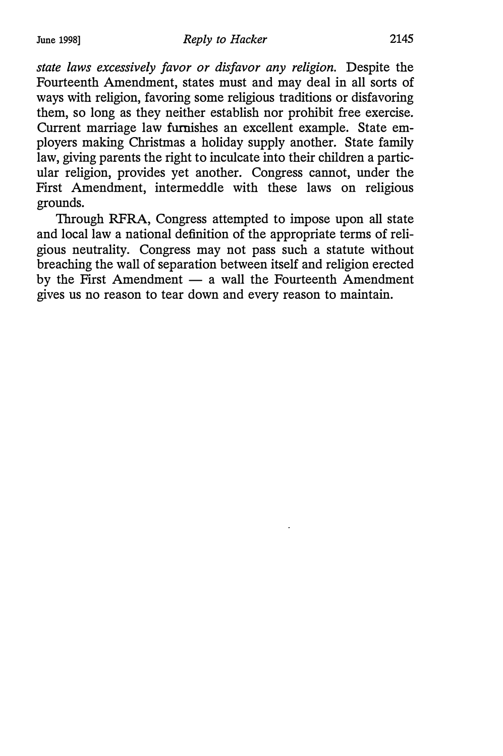*state laws excessively favor or disfavor any religion.* Despite the Fourteenth Amendment, states must and may deal in all sorts of ways with religion, favoring some religious traditions or disfavoring them, so long as they neither establish nor prohibit free exercise. Current marriage law furnishes an excellent example. State employers making Christmas a holiday supply another. State family law, giving parents the right to inculcate into their children a particular religion, provides yet another. Congress cannot, under the First Amendment, intermeddle with these laws on religious grounds.

Through RFRA, Congress attempted to impose upon all state and local law a national definition of the appropriate terms of religious neutrality. Congress may not pass such a statute without breaching the wall of separation between itself and religion erected by the First Amendment — a wall the Fourteenth Amendment gives us no reason to tear down and every reason to maintain.